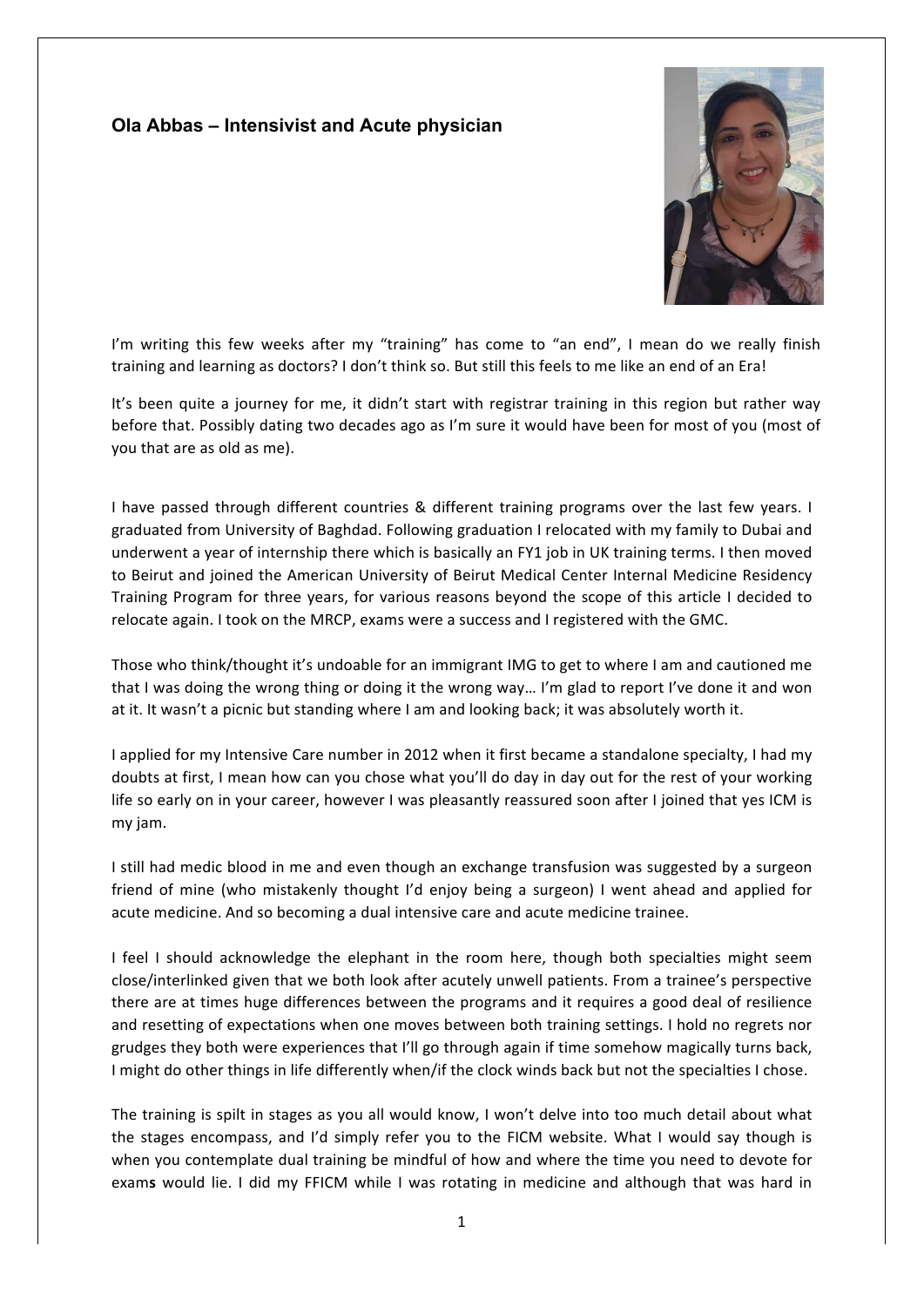### Ola Abbas – Intensivist and Acute physician

I'm writing this few weeks after my "training" has come to "an end", I mean do we really finish training and learning as doctors? I don't think so. But still this feels to me like an end of an Era!

It's been quite a journey for me, it didn't start with registrar training in this region but rather way before that. Possibly dating two decades ago as I'm sure it would have been for most of you (most of you that are as old as me).

I have passed through different countries & different training programs over the last few years. I graduated from University of Baghdad. Following graduation I relocated with my family to Dubai and underwent a year of internship there which is basically an FY1 job in UK training terms. I then moved to Beirut and joined the American University of Beirut Medical Center Internal Medicine Residency Training Program for three years, for various reasons beyond the scope of this article I decided to relocate again. I took on the MRCP, exams were a success and I registered with the GMC.

Those who think/thought it's undoable for an immigrant IMG to get to where I am and cautioned me that I was doing the wrong thing or doing it the wrong way… I'm glad to report I've done it and won at it. It wasn't a picnic but standing where I am and looking back; it was absolutely worth it.

I applied for my Intensive Care number in 2012 when it first became a standalone specialty, I had my doubts at first, I mean how can you chose what you'll do day in day out for the rest of your working life so early on in your career, however I was pleasantly reassured soon after I joined that yes ICM is my jam.

I still had medic blood in me and even though an exchange transfusion was suggested by a surgeon friend of mine (who mistakenly thought I'd enjoy being a surgeon) I went ahead and applied for acute medicine. And so becoming a dual intensive care and acute medicine trainee.

I feel I should acknowledge the elephant in the room here, though both specialties might seem close/interlinked given that we both look after acutely unwell patients. From a trainee's perspective there are at times huge differences between the programs and it requires a good deal of resilience and resetting of expectations when one moves between both training settings. I hold no regrets nor grudges they both were experiences that I'll go through again if time somehow magically turns back, I might do other things in life differently when/if the clock winds back but not the specialties I chose.

The training is spilt in stages as you all would know, I won't delve into too much detail about what the stages encompass, and I'd simply refer you to the FICM website. What I would say though is when you contemplate dual training be mindful of how and where the time you need to devote for exam**s** would lie. I did my FFICM while I was rotating in medicine and although that was hard in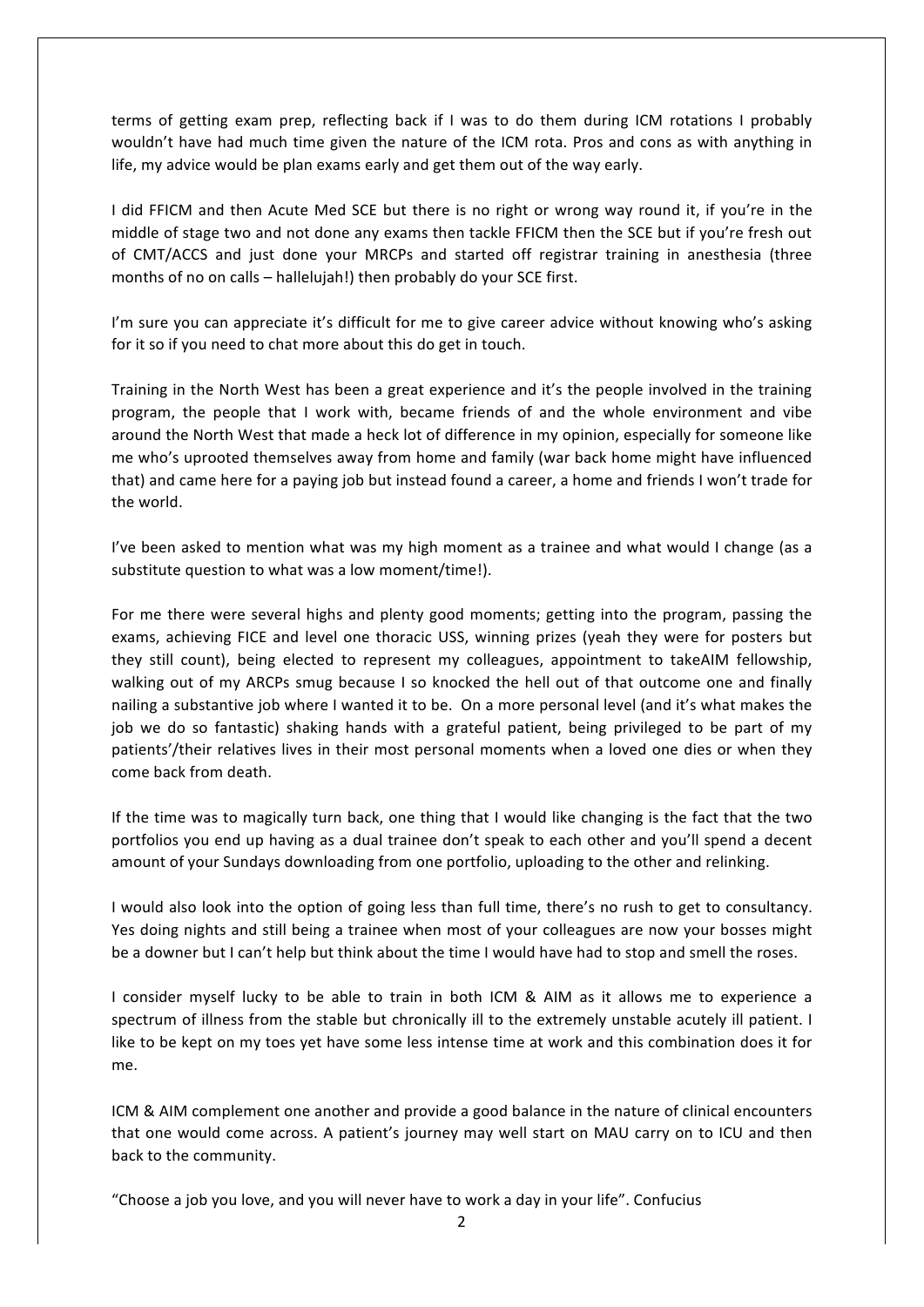terms of getting exam prep, reflecting back if I was to do them during ICM rotations I probably wouldn't have had much time given the nature of the ICM rota. Pros and cons as with anything in life, my advice would be plan exams early and get them out of the way early.

I did FFICM and then Acute Med SCE but there is no right or wrong way round it, if you're in the middle of stage two and not done any exams then tackle FFICM then the SCE but if you're fresh out of CMT/ACCS and just done your MRCPs and started off registrar training in anesthesia (three months of no on calls – hallelujah!) then probably do your SCE first.

I'm sure you can appreciate it's difficult for me to give career advice without knowing who's asking for it so if you need to chat more about this do get in touch.

Training in the North West has been a great experience and it's the people involved in the training program, the people that I work with, became friends of and the whole environment and vibe around the North West that made a heck lot of difference in my opinion, especially for someone like me who's uprooted themselves away from home and family (war back home might have influenced that) and came here for a paying job but instead found a career, a home and friends I won't trade for the world.

I've been asked to mention what was my high moment as a trainee and what would I change (as a substitute question to what was a low moment/time!).

For me there were several highs and plenty good moments; getting into the program, passing the exams, achieving FICE and level one thoracic USS, winning prizes (yeah they were for posters but they still count), being elected to represent my colleagues, appointment to takeAIM fellowship, walking out of my ARCPs smug because I so knocked the hell out of that outcome one and finally nailing a substantive job where I wanted it to be. On a more personal level (and it's what makes the job we do so fantastic) shaking hands with a grateful patient, being privileged to be part of my patients'/their relatives lives in their most personal moments when a loved one dies or when they come back from death.

If the time was to magically turn back, one thing that I would like changing is the fact that the two portfolios you end up having as a dual trainee don't speak to each other and you'll spend a decent amount of your Sundays downloading from one portfolio, uploading to the other and relinking.

I would also look into the option of going less than full time, there's no rush to get to consultancy. Yes doing nights and still being a trainee when most of your colleagues are now your bosses might be a downer but I can't help but think about the time I would have had to stop and smell the roses.

I consider myself lucky to be able to train in both ICM & AIM as it allows me to experience a spectrum of illness from the stable but chronically ill to the extremely unstable acutely ill patient. I like to be kept on my toes yet have some less intense time at work and this combination does it for me.

ICM & AIM complement one another and provide a good balance in the nature of clinical encounters that one would come across. A patient's journey may well start on MAU carry on to ICU and then back to the community.

"Choose a job you love, and you will never have to work a day in your life". Confucius